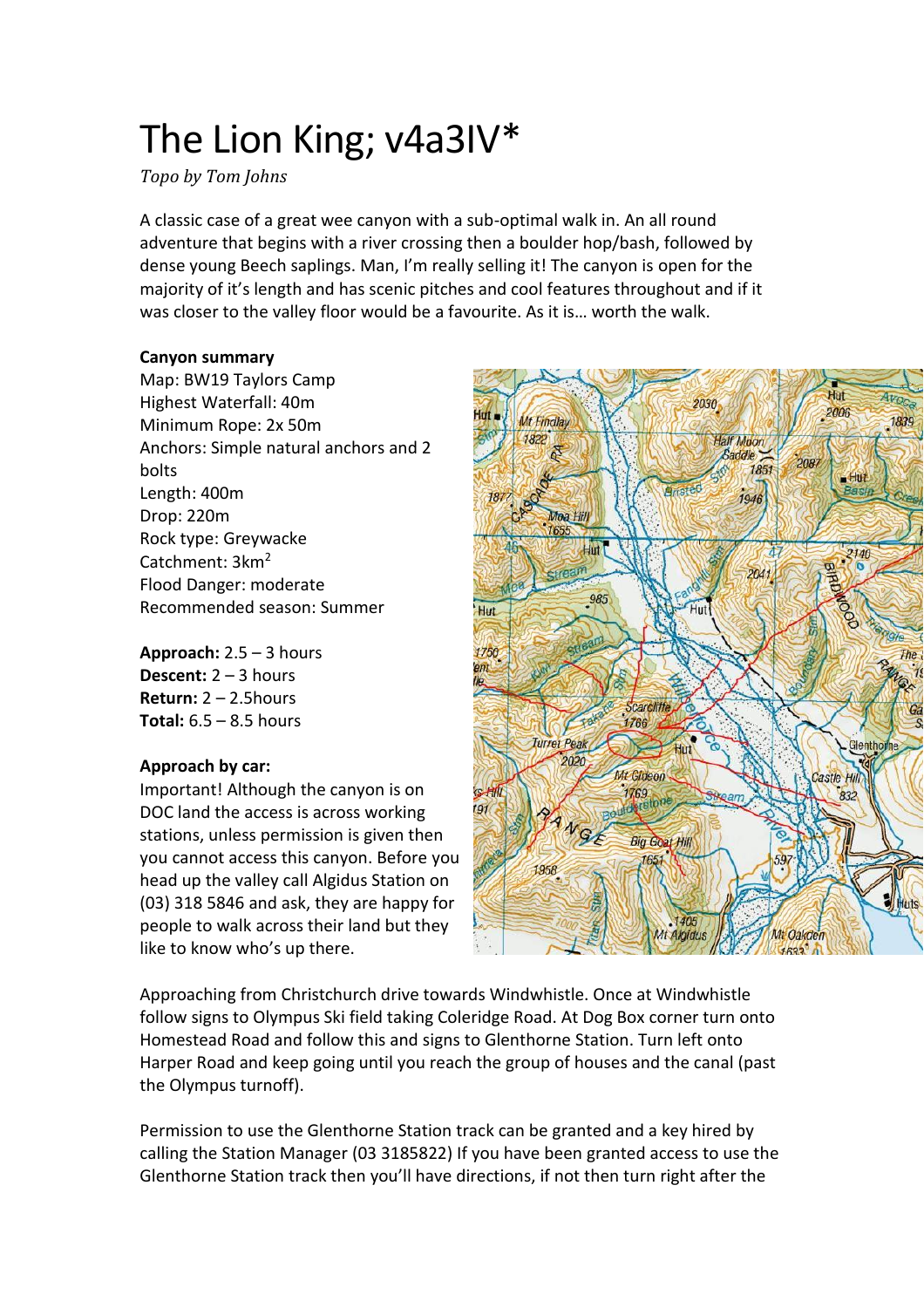# The Lion King; v4a3IV*

*Topo by Tom Johns*

A classic case of a great wee canyon with a sub-optimal walk in. An all round adventure that begins with a river crossing then a boulder hop/bash, followed by dense young Beech saplings. Man, I'm really selling it! The canyon is open for the majority of it's length and has scenic pitches and cool features throughout and if it was closer to the valley floor would be a favourite. As it is… worth the walk.

**Canyon summary**

Map: BW19 Taylors Camp
Highest Waterfall: 40m
Minimum Rope: 2x 50m
Anchors: Simple natural anchors and 2 bolts
Length: 400m
Drop: 220m
Rock type: Greywacke
Catchment: 3km$^2$
Flood Danger: moderate
Recommended season: Summer

**Approach:** 2.5 – 3 hours
**Descent:** 2 – 3 hours
**Return:** 2 – 2.5hours
**Total:** 6.5 – 8.5 hours

**Approach by car:**

Important! Although the canyon is on DOC land the access is across working stations, unless permission is given then you cannot access this canyon. Before you head up the valley call Algidus Station on (03) 318 5846 and ask, they are happy for people to walk across their land but they like to know who's up there.

Approaching from Christchurch drive towards Windwhistle. Once at Windwhistle follow signs to Olympus Ski field taking Coleridge Road. At Dog Box corner turn onto Homestead Road and follow this and signs to Glenthorne Station. Turn left onto Harper Road and keep going until you reach the group of houses and the canal (past the Olympus turnoff).

Permission to use the Glenthorne Station track can be granted and a key hired by calling the Station Manager (03 3185822) If you have been granted access to use the Glenthorne Station track then you'll have directions, if not then turn right after the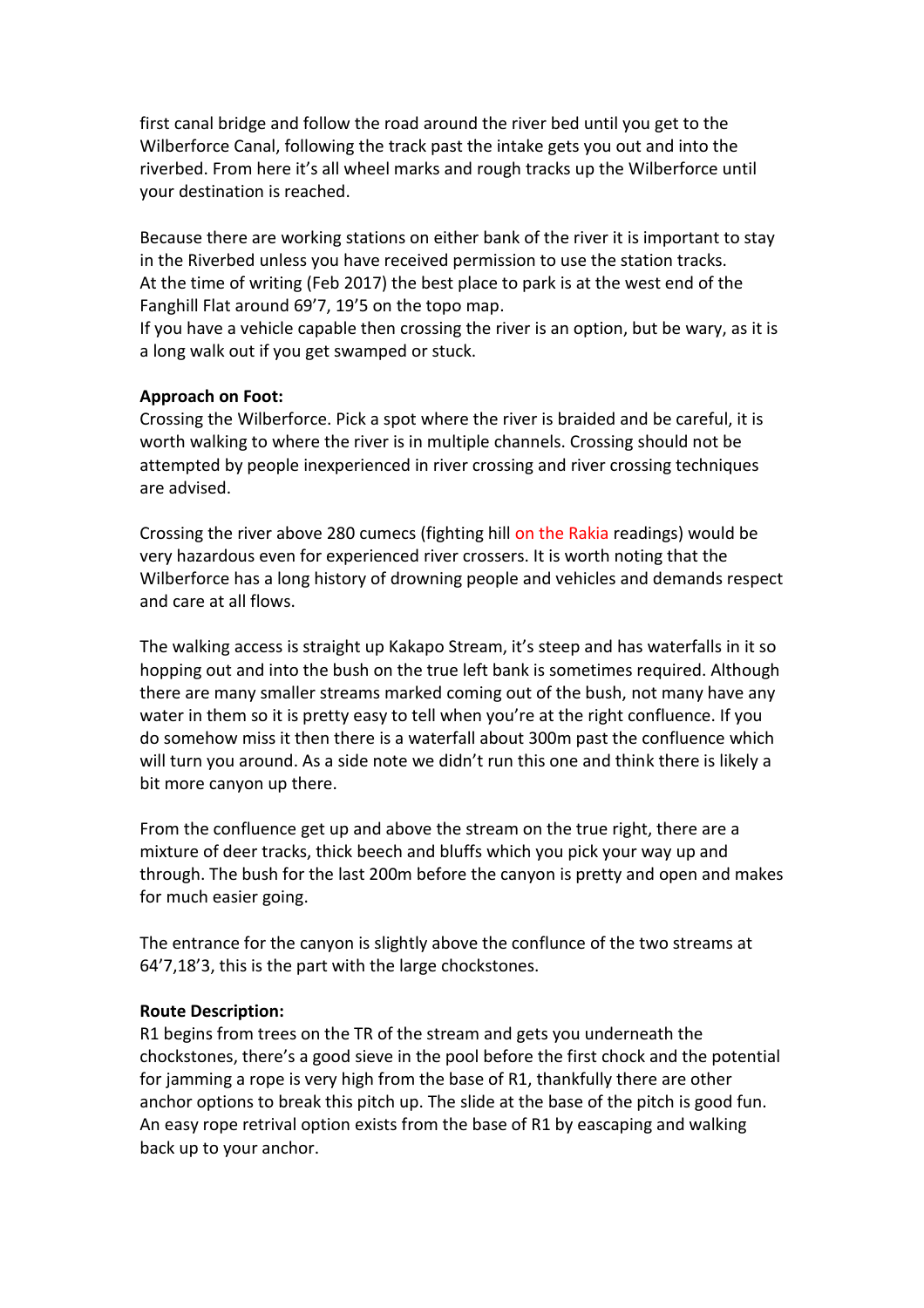first canal bridge and follow the road around the river bed until you get to the Wilberforce Canal, following the track past the intake gets you out and into the riverbed. From here it's all wheel marks and rough tracks up the Wilberforce until your destination is reached.

Because there are working stations on either bank of the river it is important to stay in the Riverbed unless you have received permission to use the station tracks.
At the time of writing (Feb 2017) the best place to park is at the west end of the Fanghill Flat around 69'7, 19'5 on the topo map.
If you have a vehicle capable then crossing the river is an option, but be wary, as it is a long walk out if you get swamped or stuck.

**Approach on Foot:**
Crossing the Wilberforce. Pick a spot where the river is braided and be careful, it is worth walking to where the river is in multiple channels. Crossing should not be attempted by people inexperienced in river crossing and river crossing techniques are advised.

Crossing the river above 280 cumecs (fighting hill on the Rakia readings) would be very hazardous even for experienced river crossers. It is worth noting that the Wilberforce has a long history of drowning people and vehicles and demands respect and care at all flows.

The walking access is straight up Kakapo Stream, it's steep and has waterfalls in it so hopping out and into the bush on the true left bank is sometimes required. Although there are many smaller streams marked coming out of the bush, not many have any water in them so it is pretty easy to tell when you're at the right confluence. If you do somehow miss it then there is a waterfall about 300m past the confluence which will turn you around. As a side note we didn't run this one and think there is likely a bit more canyon up there.

From the confluence get up and above the stream on the true right, there are a mixture of deer tracks, thick beech and bluffs which you pick your way up and through. The bush for the last 200m before the canyon is pretty and open and makes for much easier going.

The entrance for the canyon is slightly above the conflunce of the two streams at 64'7,18'3, this is the part with the large chockstones.

**Route Description:**
R1 begins from trees on the TR of the stream and gets you underneath the chockstones, there's a good sieve in the pool before the first chock and the potential for jamming a rope is very high from the base of R1, thankfully there are other anchor options to break this pitch up. The slide at the base of the pitch is good fun. An easy rope retrival option exists from the base of R1 by eascaping and walking back up to your anchor.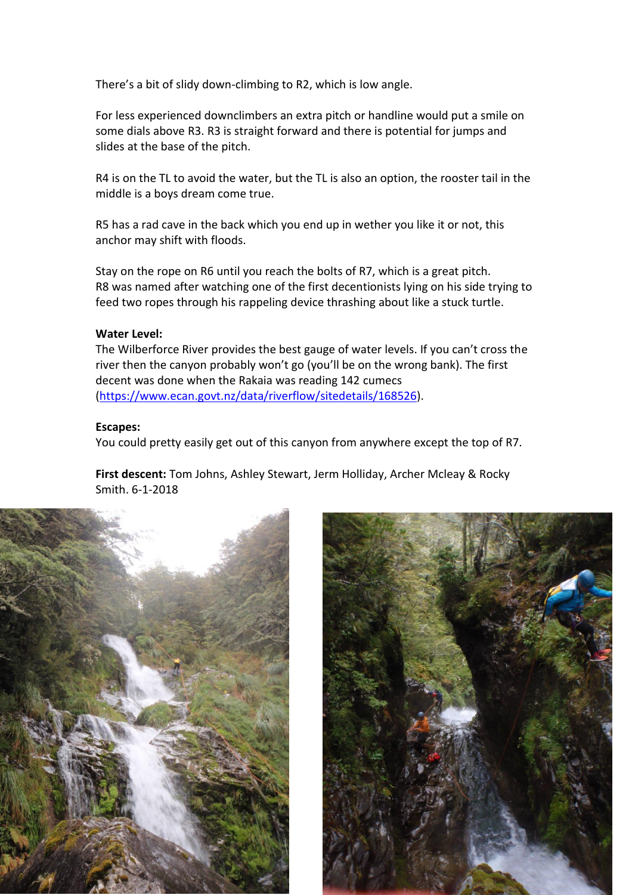There's a bit of slidy down-climbing to R2, which is low angle.

For less experienced downclimbers an extra pitch or handline would put a smile on some dials above R3. R3 is straight forward and there is potential for jumps and slides at the base of the pitch.

R4 is on the TL to avoid the water, but the TL is also an option, the rooster tail in the middle is a boys dream come true.

R5 has a rad cave in the back which you end up in wether you like it or not, this anchor may shift with floods.

Stay on the rope on R6 until you reach the bolts of R7, which is a great pitch.
R8 was named after watching one of the first decentionists lying on his side trying to feed two ropes through his rappeling device thrashing about like a stuck turtle.

**Water Level:**
The Wilberforce River provides the best gauge of water levels. If you can't cross the river then the canyon probably won't go (you'll be on the wrong bank). The first decent was done when the Rakaia was reading 142 cumecs (https://www.ecan.govt.nz/data/riverflow/sitedetails/168526).

**Escapes:**
You could pretty easily get out of this canyon from anywhere except the top of R7.

**First descent:** Tom Johns, Ashley Stewart, Jerm Holliday, Archer Mcleay & Rocky Smith. 6-1-2018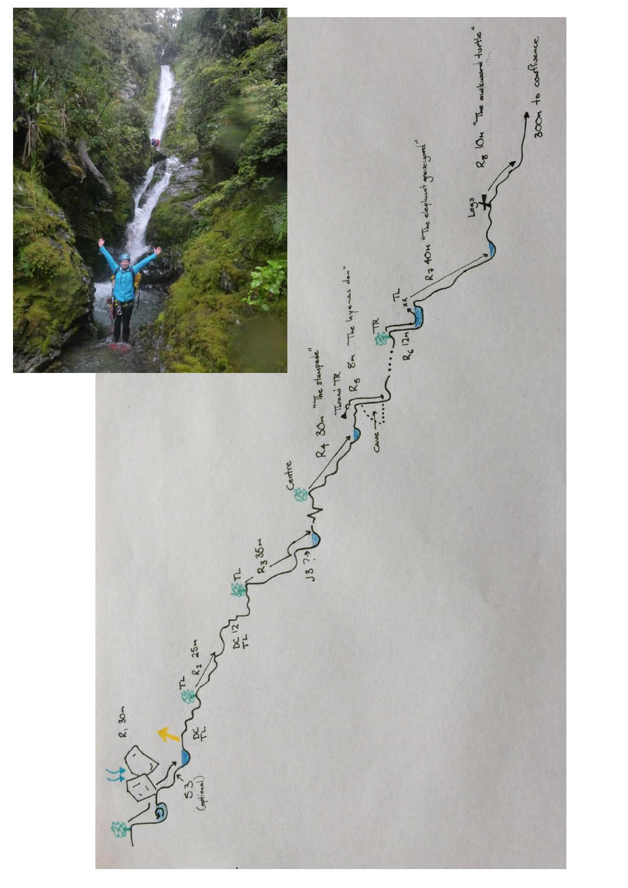R1 30m

S3 (optional)

DC TL

TL

R2 25m

DC 12 TL

TL

R3 35m

J3 ?

Centre

R4 30m "The stampede"

Thread TR

R5 8m "The hyenas den"

Cave

TR

R6 12m

TL

xx

R7 40m "The elephant graveyard"

Logs

R8 10m "The awkward turtle"

300m to confluence